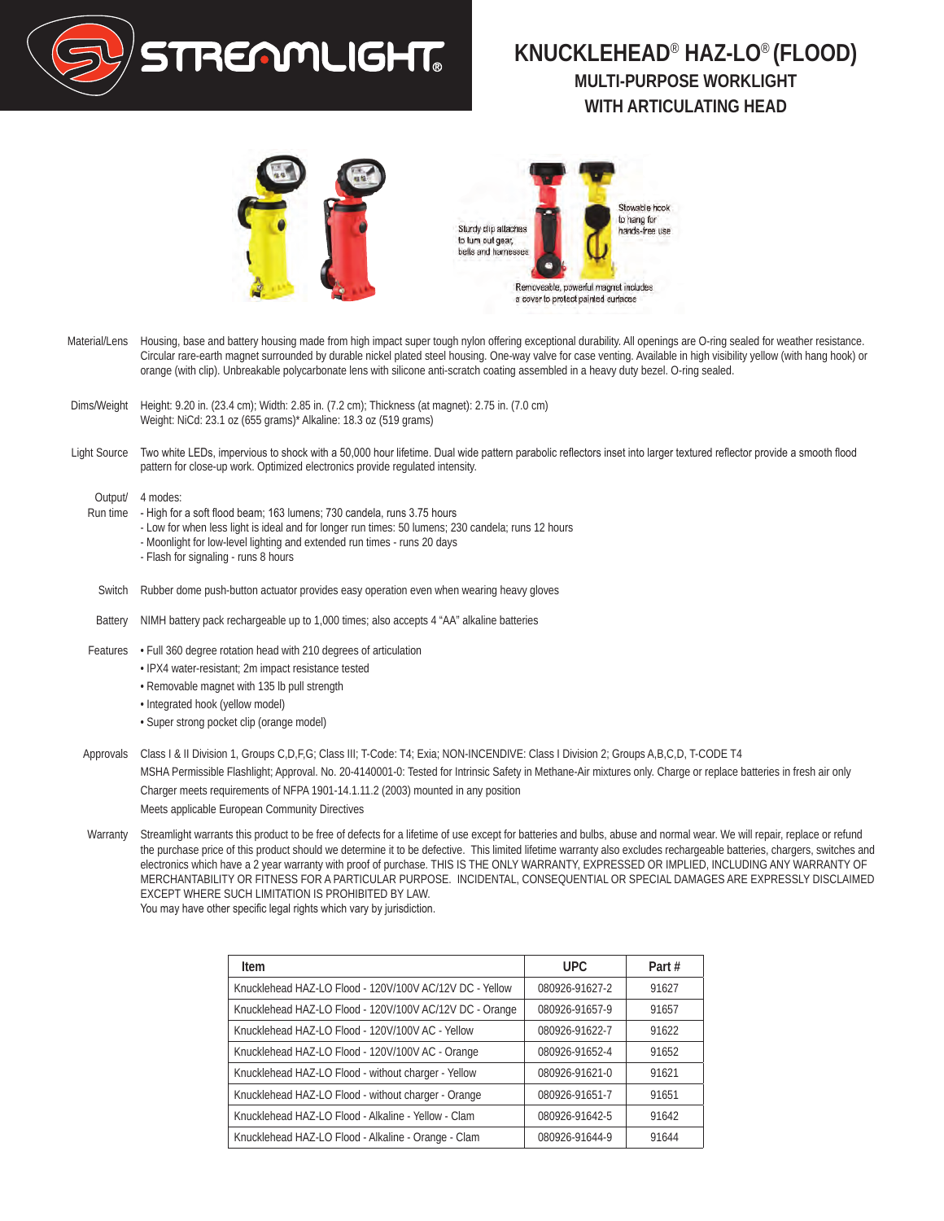# KNUCKLEHEAD® HAZ-LO® (FLOOD)

## MULTI-PURPOSE WORKLIGHT WITH ARTICULATING HEAD

Sturdy clip attaches to turn out gear, belts and harnesses

Stowable hook to hang for hands-free use

Removeable, powerful magnet includes a cover to protect painted surfaces

**Material/Lens** Housing, base and battery housing made from high impact super tough nylon offering exceptional durability. All openings are O-ring sealed for weather resistance. Circular rare-earth magnet surrounded by durable nickel plated steel housing. One-way valve for case venting. Available in high visibility yellow (with hang hook) or orange (with clip). Unbreakable polycarbonate lens with silicone anti-scratch coating assembled in a heavy duty bezel. O-ring sealed.

**Dims/Weight** Height: 9.20 in. (23.4 cm); Width: 2.85 in. (7.2 cm); Thickness (at magnet): 2.75 in. (7.0 cm)
Weight: NiCd: 23.1 oz (655 grams)* Alkaline: 18.3 oz (519 grams)

**Light Source** Two white LEDs, impervious to shock with a 50,000 hour lifetime. Dual wide pattern parabolic reflectors inset into larger textured reflector provide a smooth flood pattern for close-up work. Optimized electronics provide regulated intensity.

**Output/ Run time** 4 modes:
- High for a soft flood beam; 163 lumens; 730 candela, runs 3.75 hours
- Low for when less light is ideal and for longer run times: 50 lumens; 230 candela; runs 12 hours
- Moonlight for low-level lighting and extended run times - runs 20 days
- Flash for signaling - runs 8 hours

**Switch** Rubber dome push-button actuator provides easy operation even when wearing heavy gloves

**Battery** NIMH battery pack rechargeable up to 1,000 times; also accepts 4 "AA" alkaline batteries

**Features**
- Full 360 degree rotation head with 210 degrees of articulation
- IPX4 water-resistant; 2m impact resistance tested
- Removable magnet with 135 lb pull strength
- Integrated hook (yellow model)
- Super strong pocket clip (orange model)

**Approvals** Class I & II Division 1, Groups C,D,F,G; Class III; T-Code: T4; Exia; NON-INCENDIVE: Class I Division 2; Groups A,B,C,D, T-CODE T4
MSHA Permissible Flashlight; Approval. No. 20-4140001-0: Tested for Intrinsic Safety in Methane-Air mixtures only. Charge or replace batteries in fresh air only
Charger meets requirements of NFPA 1901-14.1.11.2 (2003) mounted in any position
Meets applicable European Community Directives

**Warranty** Streamlight warrants this product to be free of defects for a lifetime of use except for batteries and bulbs, abuse and normal wear. We will repair, replace or refund the purchase price of this product should we determine it to be defective. This limited lifetime warranty also excludes rechargeable batteries, chargers, switches and electronics which have a 2 year warranty with proof of purchase. THIS IS THE ONLY WARRANTY, EXPRESSED OR IMPLIED, INCLUDING ANY WARRANTY OF MERCHANTABILITY OR FITNESS FOR A PARTICULAR PURPOSE. INCIDENTAL, CONSEQUENTIAL OR SPECIAL DAMAGES ARE EXPRESSLY DISCLAIMED EXCEPT WHERE SUCH LIMITATION IS PROHIBITED BY LAW.
You may have other specific legal rights which vary by jurisdiction.

| Item | UPC | Part # |
|---|---|---|
| Knucklehead HAZ-LO Flood - 120V/100V AC/12V DC - Yellow | 080926-91627-2 | 91627 |
| Knucklehead HAZ-LO Flood - 120V/100V AC/12V DC - Orange | 080926-91657-9 | 91657 |
| Knucklehead HAZ-LO Flood - 120V/100V AC - Yellow | 080926-91622-7 | 91622 |
| Knucklehead HAZ-LO Flood - 120V/100V AC - Orange | 080926-91652-4 | 91652 |
| Knucklehead HAZ-LO Flood - without charger - Yellow | 080926-91621-0 | 91621 |
| Knucklehead HAZ-LO Flood - without charger - Orange | 080926-91651-7 | 91651 |
| Knucklehead HAZ-LO Flood - Alkaline - Yellow - Clam | 080926-91642-5 | 91642 |
| Knucklehead HAZ-LO Flood - Alkaline - Orange - Clam | 080926-91644-9 | 91644 |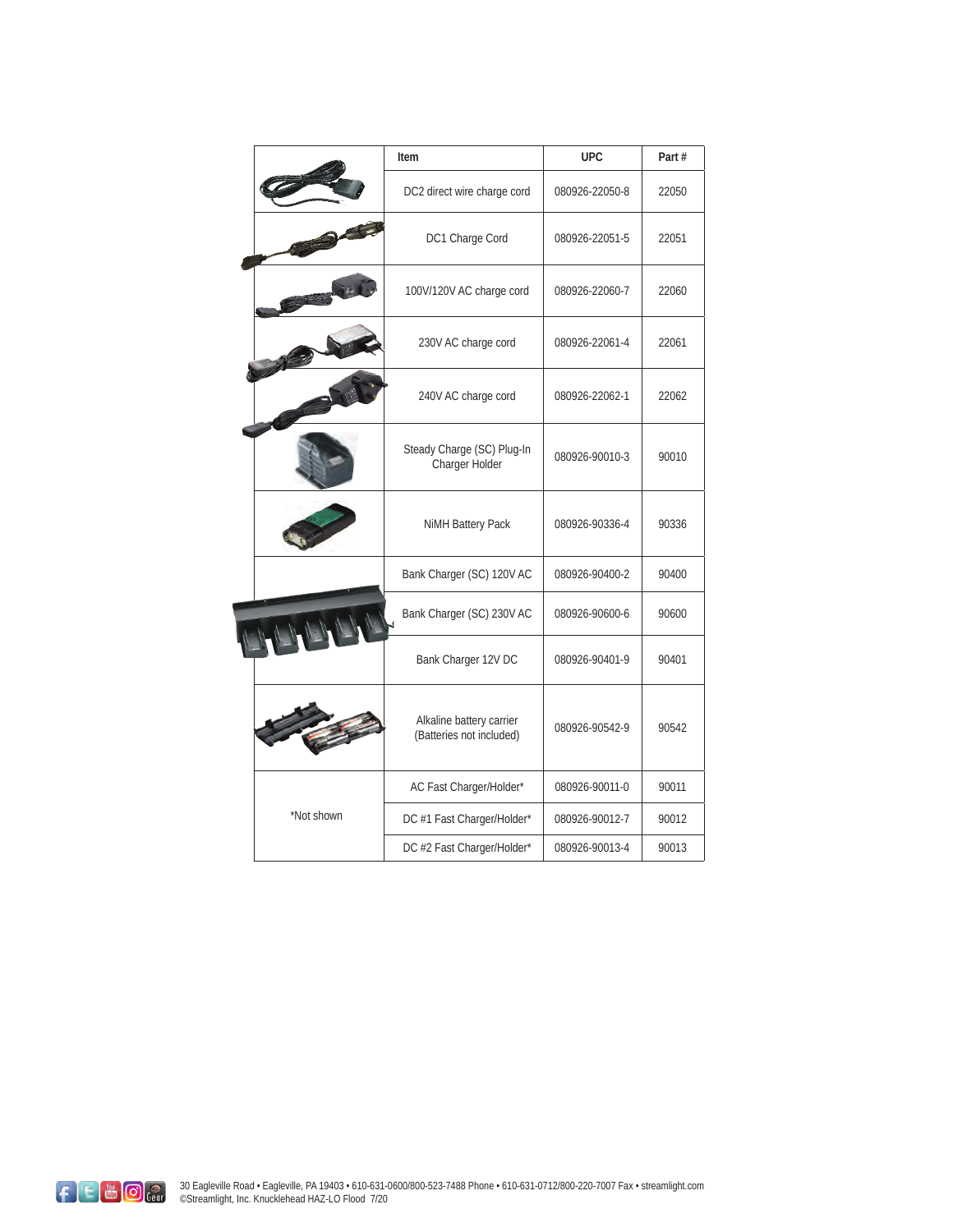| | Item | UPC | Part # |
|---|---|---|---|
| | DC2 direct wire charge cord | 080926-22050-8 | 22050 |
| | DC1 Charge Cord | 080926-22051-5 | 22051 |
| | 100V/120V AC charge cord | 080926-22060-7 | 22060 |
| | 230V AC charge cord | 080926-22061-4 | 22061 |
| | 240V AC charge cord | 080926-22062-1 | 22062 |
| | Steady Charge (SC) Plug-In Charger Holder | 080926-90010-3 | 90010 |
| | NiMH Battery Pack | 080926-90336-4 | 90336 |
| | Bank Charger (SC) 120V AC | 080926-90400-2 | 90400 |
| | Bank Charger (SC) 230V AC | 080926-90600-6 | 90600 |
| | Bank Charger 12V DC | 080926-90401-9 | 90401 |
| | Alkaline battery carrier (Batteries not included) | 080926-90542-9 | 90542 |
| *Not shown | AC Fast Charger/Holder* | 080926-90011-0 | 90011 |
| | DC #1 Fast Charger/Holder* | 080926-90012-7 | 90012 |
| | DC #2 Fast Charger/Holder* | 080926-90013-4 | 90013 |

30 Eagleville Road • Eagleville, PA 19403 • 610-631-0600/800-523-7488 Phone • 610-631-0712/800-220-7007 Fax • streamlight.com
©Streamlight, Inc. Knucklehead HAZ-LO Flood 7/20